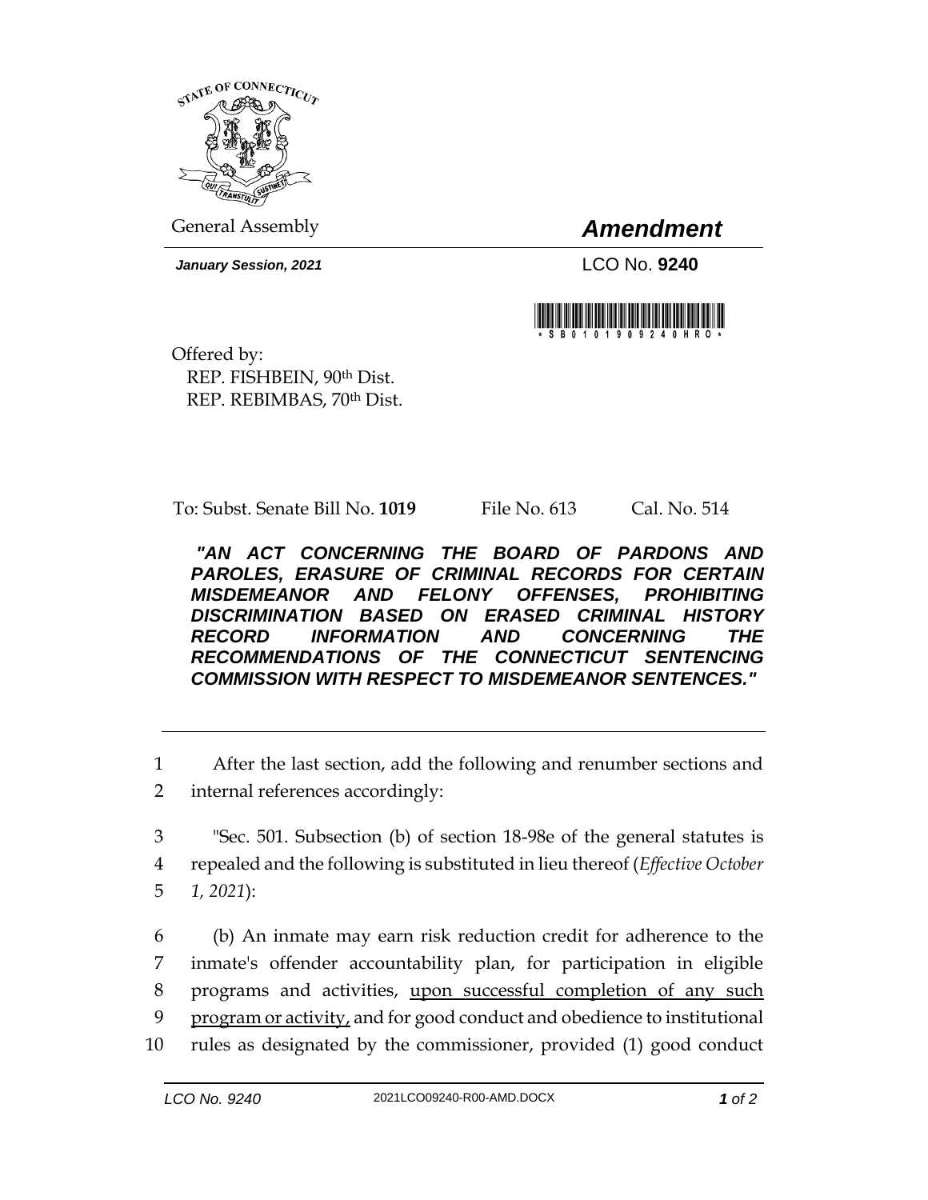General Assembly

# *Amendment*

***January Session, 2021***

LCO No. **9240**

Offered by:
REP. FISHBEIN, 90th Dist.
REP. REBIMBAS, 70th Dist.

To: Subst. Senate Bill No. **1019** File No. 613 Cal. No. 514

***"AN ACT CONCERNING THE BOARD OF PARDONS AND PAROLES, ERASURE OF CRIMINAL RECORDS FOR CERTAIN MISDEMEANOR AND FELONY OFFENSES, PROHIBITING DISCRIMINATION BASED ON ERASED CRIMINAL HISTORY RECORD INFORMATION AND CONCERNING THE RECOMMENDATIONS OF THE CONNECTICUT SENTENCING COMMISSION WITH RESPECT TO MISDEMEANOR SENTENCES."***

---

1 After the last section, add the following and renumber sections and
2 internal references accordingly:

3 "Sec. 501. Subsection (b) of section 18-98e of the general statutes is
4 repealed and the following is substituted in lieu thereof (*Effective October*
5 *1, 2021*):

6 (b) An inmate may earn risk reduction credit for adherence to the
7 inmate's offender accountability plan, for participation in eligible
8 programs and activities, <u>upon successful completion of any such</u>
9 <u>program or activity,</u> and for good conduct and obedience to institutional
10 rules as designated by the commissioner, provided (1) good conduct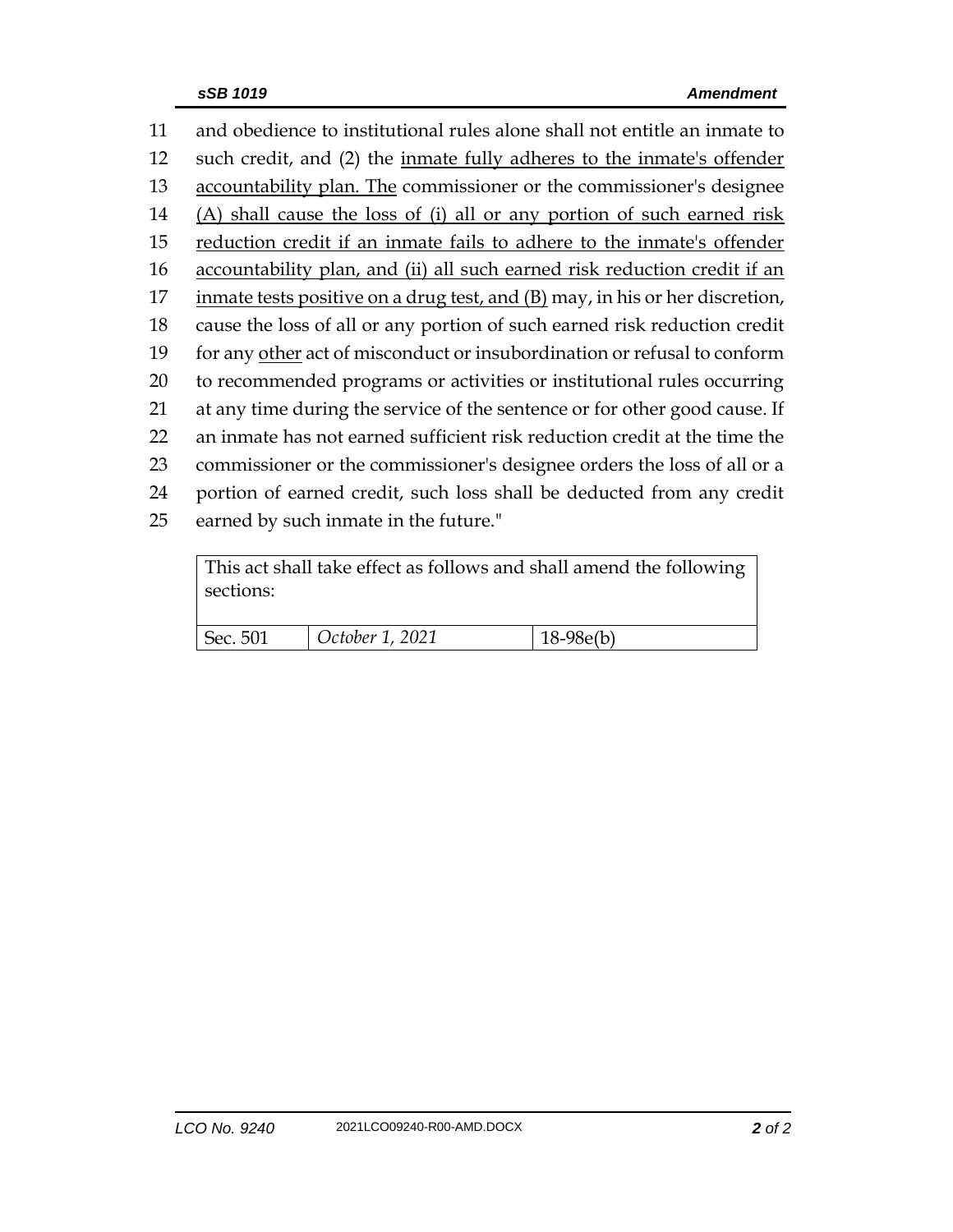11 and obedience to institutional rules alone shall not entitle an inmate to
12 such credit, and (2) the <u>inmate fully adheres to the inmate's offender</u>
13 <u>accountability plan. The</u> commissioner or the commissioner's designee
14 <u>(A) shall cause the loss of (i) all or any portion of such earned risk</u>
15 <u>reduction credit if an inmate fails to adhere to the inmate's offender</u>
16 <u>accountability plan, and (ii) all such earned risk reduction credit if an</u>
17 <u>inmate tests positive on a drug test, and (B)</u> may, in his or her discretion,
18 cause the loss of all or any portion of such earned risk reduction credit
19 for any <u>other</u> act of misconduct or insubordination or refusal to conform
20 to recommended programs or activities or institutional rules occurring
21 at any time during the service of the sentence or for other good cause. If
22 an inmate has not earned sufficient risk reduction credit at the time the
23 commissioner or the commissioner's designee orders the loss of all or a
24 portion of earned credit, such loss shall be deducted from any credit
25 earned by such inmate in the future."

| This act shall take effect as follows and shall amend the following sections: | | |
|---|---|---|
| Sec. 501 | *October 1, 2021* | 18-98e(b) |